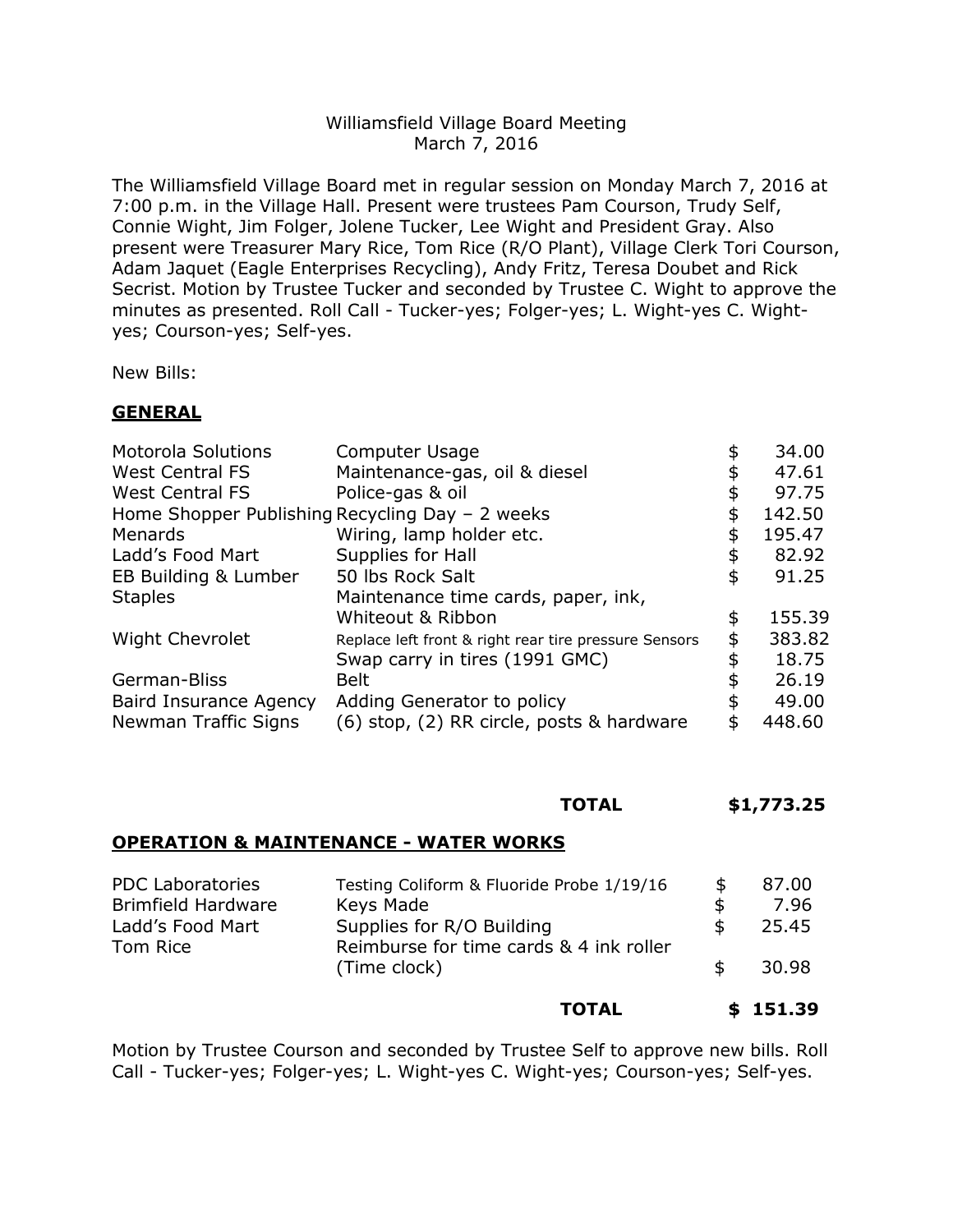Williamsfield Village Board Meeting
March 7, 2016

The Williamsfield Village Board met in regular session on Monday March 7, 2016 at 7:00 p.m. in the Village Hall. Present were trustees Pam Courson, Trudy Self, Connie Wight, Jim Folger, Jolene Tucker, Lee Wight and President Gray. Also present were Treasurer Mary Rice, Tom Rice (R/O Plant), Village Clerk Tori Courson, Adam Jaquet (Eagle Enterprises Recycling), Andy Fritz, Teresa Doubet and Rick Secrist. Motion by Trustee Tucker and seconded by Trustee C. Wight to approve the minutes as presented. Roll Call - Tucker-yes; Folger-yes; L. Wight-yes C. Wight-yes; Courson-yes; Self-yes.

New Bills:

## GENERAL

| | | | |
|---|---|---|---|
| Motorola Solutions | Computer Usage | $ | 34.00 |
| West Central FS | Maintenance-gas, oil & diesel | $ | 47.61 |
| West Central FS | Police-gas & oil | $ | 97.75 |
| Home Shopper Publishing | Recycling Day – 2 weeks | $ | 142.50 |
| Menards | Wiring, lamp holder etc. | $ | 195.47 |
| Ladd's Food Mart | Supplies for Hall | $ | 82.92 |
| EB Building & Lumber | 50 lbs Rock Salt | $ | 91.25 |
| Staples | Maintenance time cards, paper, ink, Whiteout & Ribbon | $ | 155.39 |
| Wight Chevrolet | Replace left front & right rear tire pressure Sensors | $ | 383.82 |
| | Swap carry in tires (1991 GMC) | $ | 18.75 |
| German-Bliss | Belt | $ | 26.19 |
| Baird Insurance Agency | Adding Generator to policy | $ | 49.00 |
| Newman Traffic Signs | (6) stop, (2) RR circle, posts & hardware | $ | 448.60 |
| | **TOTAL** | | **$1,773.25** |

## OPERATION & MAINTENANCE - WATER WORKS

| | | | |
|---|---|---|---|
| PDC Laboratories | Testing Coliform & Fluoride Probe 1/19/16 | $ | 87.00 |
| Brimfield Hardware | Keys Made | $ | 7.96 |
| Ladd's Food Mart | Supplies for R/O Building | $ | 25.45 |
| Tom Rice | Reimburse for time cards & 4 ink roller (Time clock) | $ | 30.98 |
| | **TOTAL** | | **$ 151.39** |

Motion by Trustee Courson and seconded by Trustee Self to approve new bills. Roll Call - Tucker-yes; Folger-yes; L. Wight-yes C. Wight-yes; Courson-yes; Self-yes.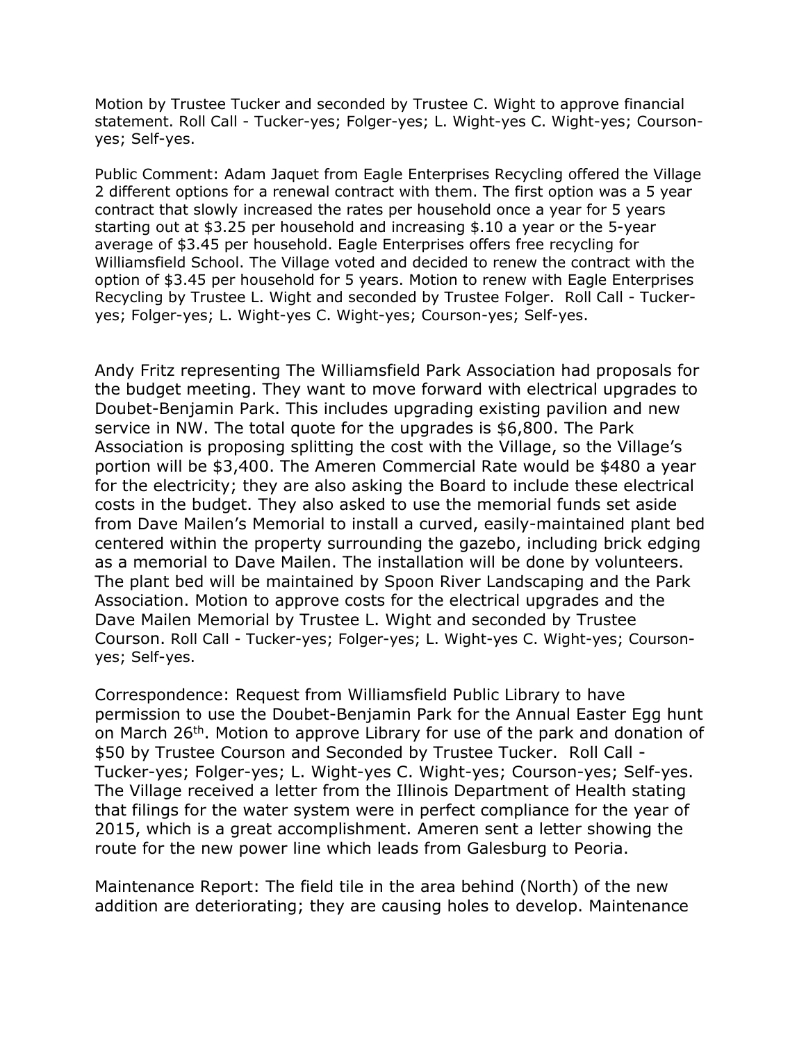Motion by Trustee Tucker and seconded by Trustee C. Wight to approve financial statement. Roll Call - Tucker-yes; Folger-yes; L. Wight-yes C. Wight-yes; Courson-yes; Self-yes.

Public Comment: Adam Jaquet from Eagle Enterprises Recycling offered the Village 2 different options for a renewal contract with them. The first option was a 5 year contract that slowly increased the rates per household once a year for 5 years starting out at $3.25 per household and increasing $.10 a year or the 5-year average of $3.45 per household. Eagle Enterprises offers free recycling for Williamsfield School. The Village voted and decided to renew the contract with the option of $3.45 per household for 5 years. Motion to renew with Eagle Enterprises Recycling by Trustee L. Wight and seconded by Trustee Folger. Roll Call - Tucker-yes; Folger-yes; L. Wight-yes C. Wight-yes; Courson-yes; Self-yes.

Andy Fritz representing The Williamsfield Park Association had proposals for the budget meeting. They want to move forward with electrical upgrades to Doubet-Benjamin Park. This includes upgrading existing pavilion and new service in NW. The total quote for the upgrades is $6,800. The Park Association is proposing splitting the cost with the Village, so the Village's portion will be $3,400. The Ameren Commercial Rate would be $480 a year for the electricity; they are also asking the Board to include these electrical costs in the budget. They also asked to use the memorial funds set aside from Dave Mailen's Memorial to install a curved, easily-maintained plant bed centered within the property surrounding the gazebo, including brick edging as a memorial to Dave Mailen. The installation will be done by volunteers. The plant bed will be maintained by Spoon River Landscaping and the Park Association. Motion to approve costs for the electrical upgrades and the Dave Mailen Memorial by Trustee L. Wight and seconded by Trustee Courson. Roll Call - Tucker-yes; Folger-yes; L. Wight-yes C. Wight-yes; Courson-yes; Self-yes.

Correspondence: Request from Williamsfield Public Library to have permission to use the Doubet-Benjamin Park for the Annual Easter Egg hunt on March 26th. Motion to approve Library for use of the park and donation of $50 by Trustee Courson and Seconded by Trustee Tucker. Roll Call - Tucker-yes; Folger-yes; L. Wight-yes C. Wight-yes; Courson-yes; Self-yes. The Village received a letter from the Illinois Department of Health stating that filings for the water system were in perfect compliance for the year of 2015, which is a great accomplishment. Ameren sent a letter showing the route for the new power line which leads from Galesburg to Peoria.

Maintenance Report: The field tile in the area behind (North) of the new addition are deteriorating; they are causing holes to develop. Maintenance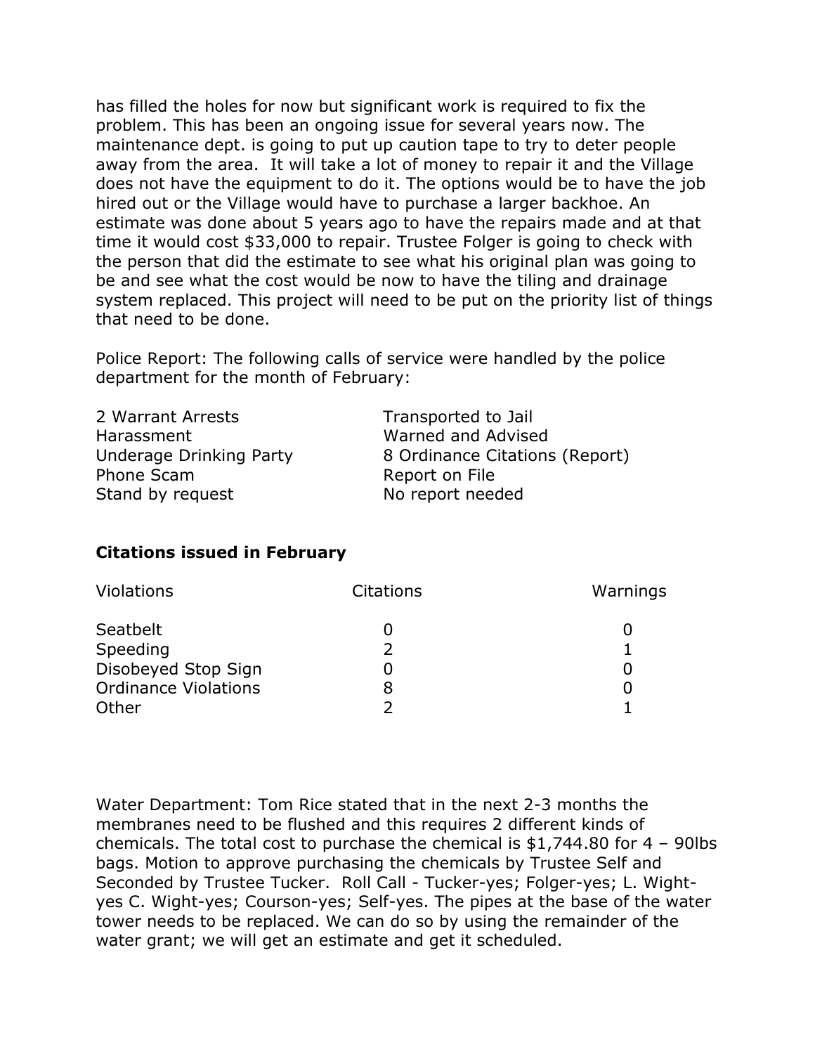has filled the holes for now but significant work is required to fix the problem. This has been an ongoing issue for several years now. The maintenance dept. is going to put up caution tape to try to deter people away from the area. It will take a lot of money to repair it and the Village does not have the equipment to do it. The options would be to have the job hired out or the Village would have to purchase a larger backhoe. An estimate was done about 5 years ago to have the repairs made and at that time it would cost $33,000 to repair. Trustee Folger is going to check with the person that did the estimate to see what his original plan was going to be and see what the cost would be now to have the tiling and drainage system replaced. This project will need to be put on the priority list of things that need to be done.

Police Report: The following calls of service were handled by the police department for the month of February:

| | |
|---|---|
| 2 Warrant Arrests | Transported to Jail |
| Harassment | Warned and Advised |
| Underage Drinking Party | 8 Ordinance Citations (Report) |
| Phone Scam | Report on File |
| Stand by request | No report needed |

**Citations issued in February**

| Violations | Citations | Warnings |
|---|---|---|
| Seatbelt | 0 | 0 |
| Speeding | 2 | 1 |
| Disobeyed Stop Sign | 0 | 0 |
| Ordinance Violations | 8 | 0 |
| Other | 2 | 1 |

Water Department: Tom Rice stated that in the next 2-3 months the membranes need to be flushed and this requires 2 different kinds of chemicals. The total cost to purchase the chemical is $1,744.80 for 4 – 90lbs bags. Motion to approve purchasing the chemicals by Trustee Self and Seconded by Trustee Tucker. Roll Call - Tucker-yes; Folger-yes; L. Wight-yes C. Wight-yes; Courson-yes; Self-yes. The pipes at the base of the water tower needs to be replaced. We can do so by using the remainder of the water grant; we will get an estimate and get it scheduled.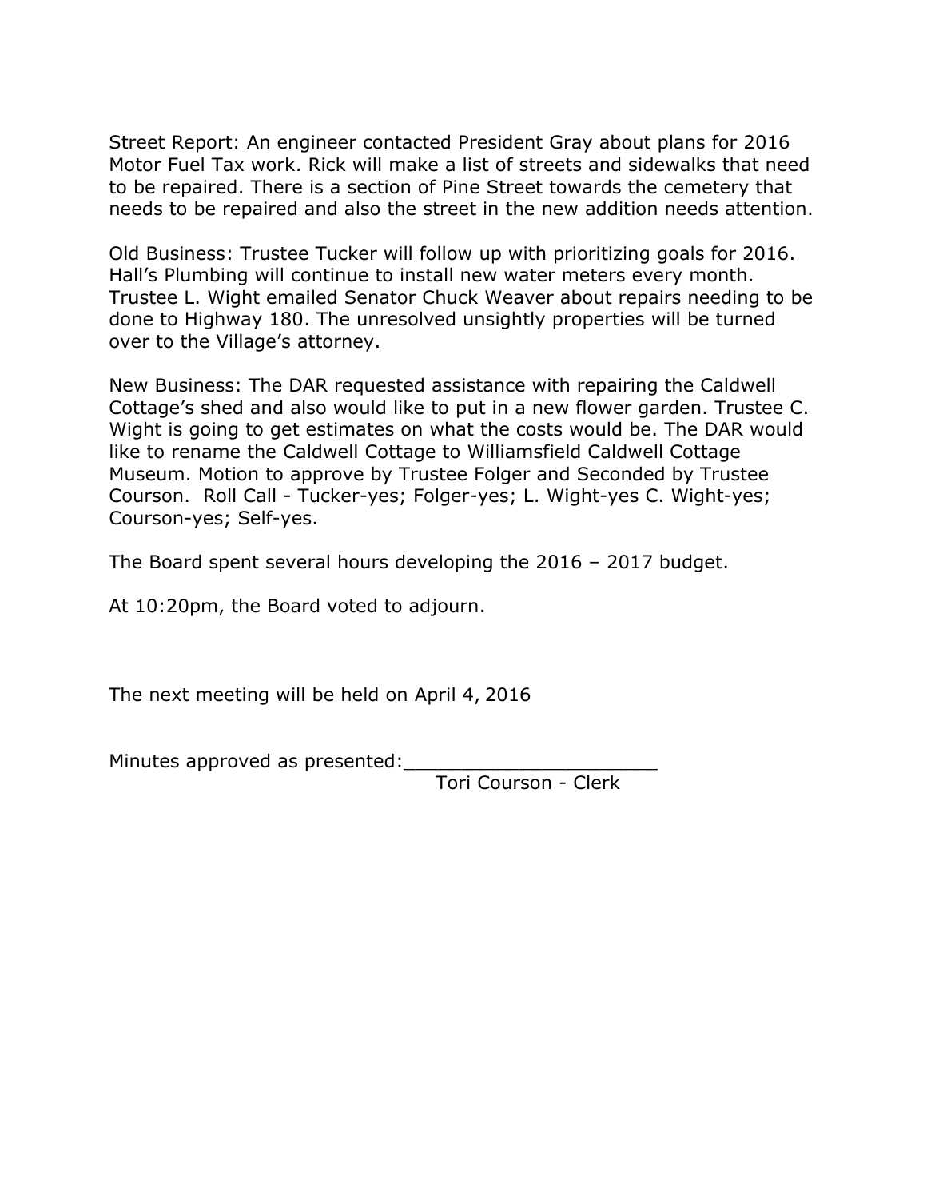Street Report: An engineer contacted President Gray about plans for 2016 Motor Fuel Tax work. Rick will make a list of streets and sidewalks that need to be repaired. There is a section of Pine Street towards the cemetery that needs to be repaired and also the street in the new addition needs attention.

Old Business: Trustee Tucker will follow up with prioritizing goals for 2016. Hall's Plumbing will continue to install new water meters every month. Trustee L. Wight emailed Senator Chuck Weaver about repairs needing to be done to Highway 180. The unresolved unsightly properties will be turned over to the Village's attorney.

New Business: The DAR requested assistance with repairing the Caldwell Cottage's shed and also would like to put in a new flower garden. Trustee C. Wight is going to get estimates on what the costs would be. The DAR would like to rename the Caldwell Cottage to Williamsfield Caldwell Cottage Museum. Motion to approve by Trustee Folger and Seconded by Trustee Courson. Roll Call - Tucker-yes; Folger-yes; L. Wight-yes C. Wight-yes; Courson-yes; Self-yes.

The Board spent several hours developing the 2016 – 2017 budget.

At 10:20pm, the Board voted to adjourn.

The next meeting will be held on April 4, 2016

Minutes approved as presented:______________________

Tori Courson - Clerk